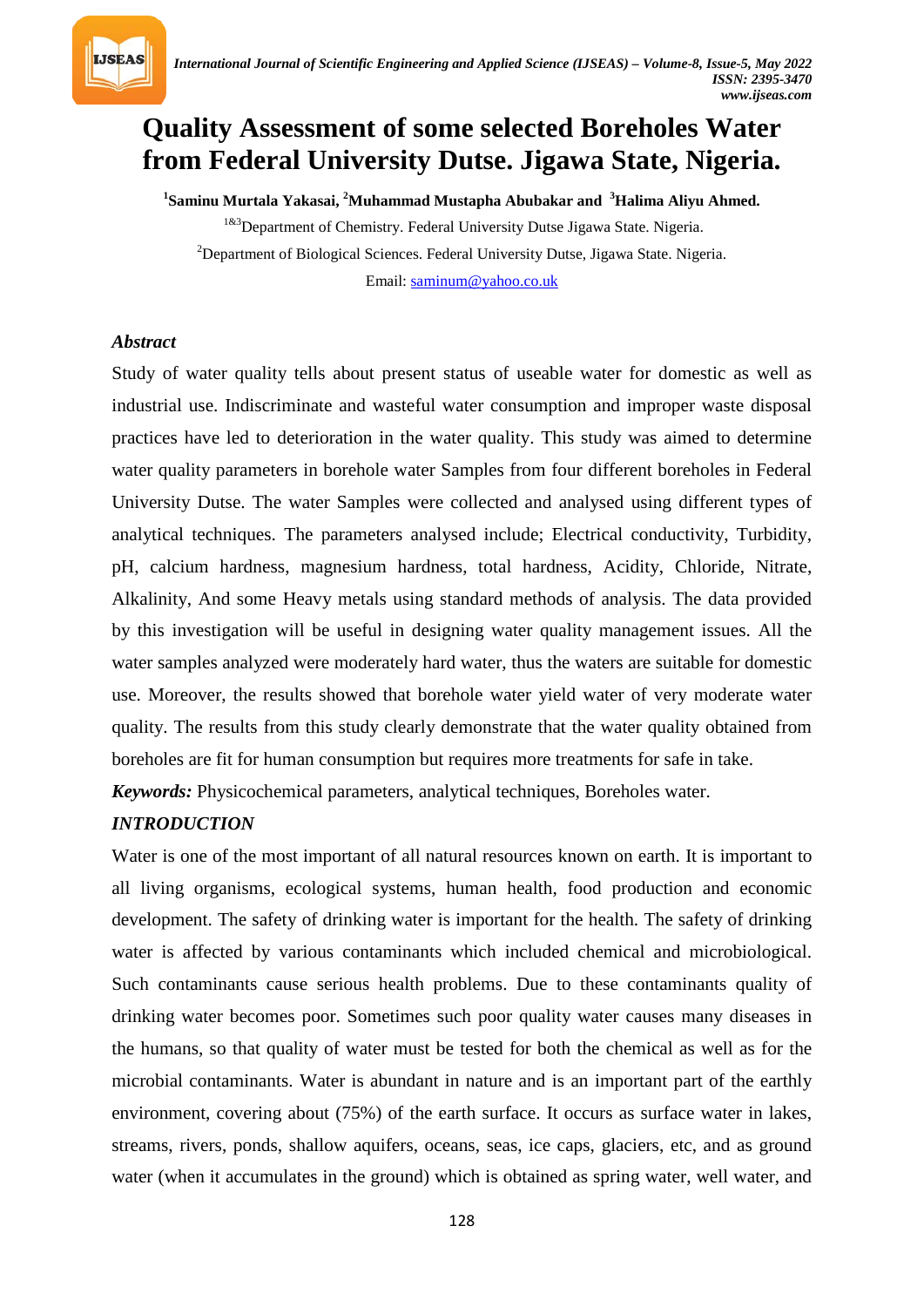# Quality Assessment of some selected Boreholes Water from Federal University Dutse. Jigawa State, Nigeria.

**[1]Saminu Murtala Yakasai, [2]Muhammad Mustapha Abubakar and [3]Halima Aliyu Ahmed.**

[1&3]Department of Chemistry. Federal University Dutse Jigawa State. Nigeria.

[2]Department of Biological Sciences. Federal University Dutse, Jigawa State. Nigeria.

Email: saminum@yahoo.co.uk

### *Abstract*

Study of water quality tells about present status of useable water for domestic as well as industrial use. Indiscriminate and wasteful water consumption and improper waste disposal practices have led to deterioration in the water quality. This study was aimed to determine water quality parameters in borehole water Samples from four different boreholes in Federal University Dutse. The water Samples were collected and analysed using different types of analytical techniques. The parameters analysed include; Electrical conductivity, Turbidity, pH, calcium hardness, magnesium hardness, total hardness, Acidity, Chloride, Nitrate, Alkalinity, And some Heavy metals using standard methods of analysis. The data provided by this investigation will be useful in designing water quality management issues. All the water samples analyzed were moderately hard water, thus the waters are suitable for domestic use. Moreover, the results showed that borehole water yield water of very moderate water quality. The results from this study clearly demonstrate that the water quality obtained from boreholes are fit for human consumption but requires more treatments for safe in take.

***Keywords:*** Physicochemical parameters, analytical techniques, Boreholes water.

### *INTRODUCTION*

Water is one of the most important of all natural resources known on earth. It is important to all living organisms, ecological systems, human health, food production and economic development. The safety of drinking water is important for the health. The safety of drinking water is affected by various contaminants which included chemical and microbiological. Such contaminants cause serious health problems. Due to these contaminants quality of drinking water becomes poor. Sometimes such poor quality water causes many diseases in the humans, so that quality of water must be tested for both the chemical as well as for the microbial contaminants. Water is abundant in nature and is an important part of the earthly environment, covering about (75%) of the earth surface. It occurs as surface water in lakes, streams, rivers, ponds, shallow aquifers, oceans, seas, ice caps, glaciers, etc, and as ground water (when it accumulates in the ground) which is obtained as spring water, well water, and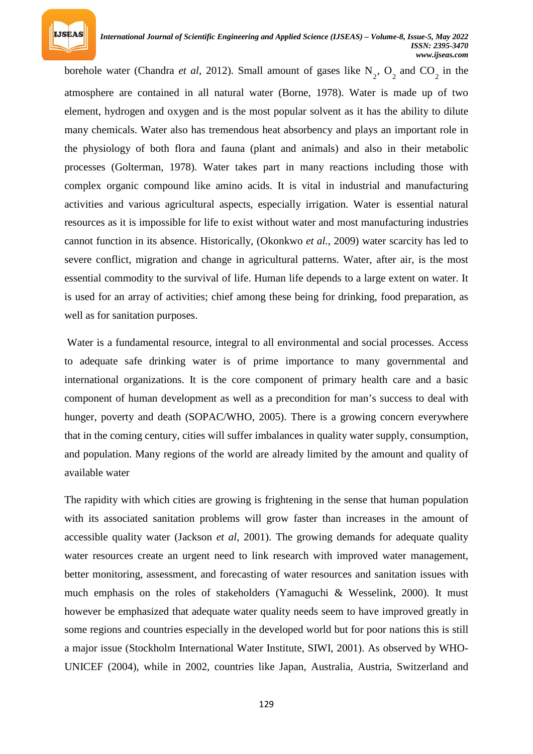borehole water (Chandra *et al*, 2012). Small amount of gases like $N_2$, $O_2$ and $CO_2$ in the atmosphere are contained in all natural water (Borne, 1978). Water is made up of two element, hydrogen and oxygen and is the most popular solvent as it has the ability to dilute many chemicals. Water also has tremendous heat absorbency and plays an important role in the physiology of both flora and fauna (plant and animals) and also in their metabolic processes (Golterman, 1978). Water takes part in many reactions including those with complex organic compound like amino acids. It is vital in industrial and manufacturing activities and various agricultural aspects, especially irrigation. Water is essential natural resources as it is impossible for life to exist without water and most manufacturing industries cannot function in its absence. Historically, (Okonkwo *et al.*, 2009) water scarcity has led to severe conflict, migration and change in agricultural patterns. Water, after air, is the most essential commodity to the survival of life. Human life depends to a large extent on water. It is used for an array of activities; chief among these being for drinking, food preparation, as well as for sanitation purposes.

Water is a fundamental resource, integral to all environmental and social processes. Access to adequate safe drinking water is of prime importance to many governmental and international organizations. It is the core component of primary health care and a basic component of human development as well as a precondition for man's success to deal with hunger, poverty and death (SOPAC/WHO, 2005). There is a growing concern everywhere that in the coming century, cities will suffer imbalances in quality water supply, consumption, and population. Many regions of the world are already limited by the amount and quality of available water

The rapidity with which cities are growing is frightening in the sense that human population with its associated sanitation problems will grow faster than increases in the amount of accessible quality water (Jackson *et al*, 2001). The growing demands for adequate quality water resources create an urgent need to link research with improved water management, better monitoring, assessment, and forecasting of water resources and sanitation issues with much emphasis on the roles of stakeholders (Yamaguchi & Wesselink, 2000). It must however be emphasized that adequate water quality needs seem to have improved greatly in some regions and countries especially in the developed world but for poor nations this is still a major issue (Stockholm International Water Institute, SIWI, 2001). As observed by WHO-UNICEF (2004), while in 2002, countries like Japan, Australia, Austria, Switzerland and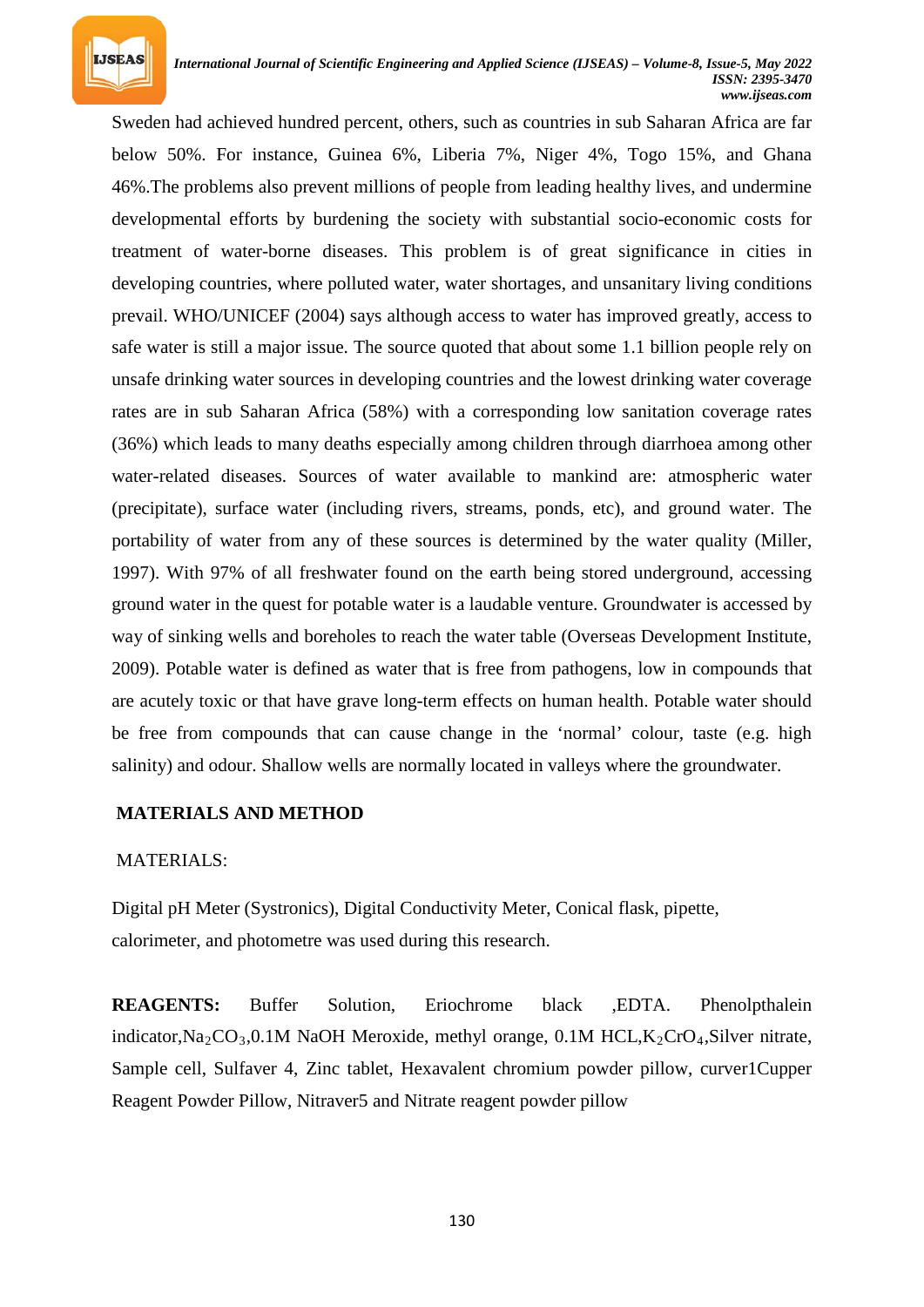Sweden had achieved hundred percent, others, such as countries in sub Saharan Africa are far below 50%. For instance, Guinea 6%, Liberia 7%, Niger 4%, Togo 15%, and Ghana 46%.The problems also prevent millions of people from leading healthy lives, and undermine developmental efforts by burdening the society with substantial socio-economic costs for treatment of water-borne diseases. This problem is of great significance in cities in developing countries, where polluted water, water shortages, and unsanitary living conditions prevail. WHO/UNICEF (2004) says although access to water has improved greatly, access to safe water is still a major issue. The source quoted that about some 1.1 billion people rely on unsafe drinking water sources in developing countries and the lowest drinking water coverage rates are in sub Saharan Africa (58%) with a corresponding low sanitation coverage rates (36%) which leads to many deaths especially among children through diarrhoea among other water-related diseases. Sources of water available to mankind are: atmospheric water (precipitate), surface water (including rivers, streams, ponds, etc), and ground water. The portability of water from any of these sources is determined by the water quality (Miller, 1997). With 97% of all freshwater found on the earth being stored underground, accessing ground water in the quest for potable water is a laudable venture. Groundwater is accessed by way of sinking wells and boreholes to reach the water table (Overseas Development Institute, 2009). Potable water is defined as water that is free from pathogens, low in compounds that are acutely toxic or that have grave long-term effects on human health. Potable water should be free from compounds that can cause change in the 'normal' colour, taste (e.g. high salinity) and odour. Shallow wells are normally located in valleys where the groundwater.

## MATERIALS AND METHOD

MATERIALS:

Digital pH Meter (Systronics), Digital Conductivity Meter, Conical flask, pipette, calorimeter, and photometre was used during this research.

**REAGENTS:** Buffer Solution, Eriochrome black ,EDTA. Phenolpthalein indicator,$Na_2CO_3$,0.1M NaOH Meroxide, methyl orange, 0.1M HCL,$K_2CrO_4$,Silver nitrate, Sample cell, Sulfaver 4, Zinc tablet, Hexavalent chromium powder pillow, curver1Cupper Reagent Powder Pillow, Nitraver5 and Nitrate reagent powder pillow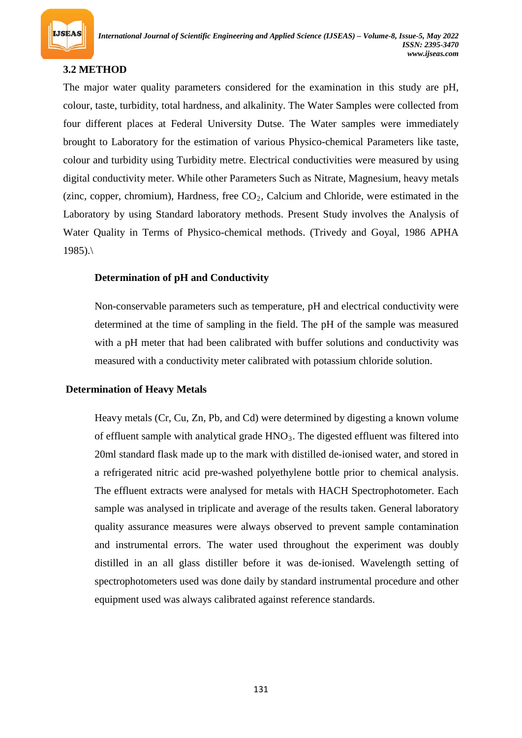## 3.2 METHOD

The major water quality parameters considered for the examination in this study are pH, colour, taste, turbidity, total hardness, and alkalinity. The Water Samples were collected from four different places at Federal University Dutse. The Water samples were immediately brought to Laboratory for the estimation of various Physico-chemical Parameters like taste, colour and turbidity using Turbidity metre. Electrical conductivities were measured by using digital conductivity meter. While other Parameters Such as Nitrate, Magnesium, heavy metals (zinc, copper, chromium), Hardness, free $CO_2$, Calcium and Chloride, were estimated in the Laboratory by using Standard laboratory methods. Present Study involves the Analysis of Water Quality in Terms of Physico-chemical methods. (Trivedy and Goyal, 1986 APHA 1985).\

### Determination of pH and Conductivity

Non-conservable parameters such as temperature, pH and electrical conductivity were determined at the time of sampling in the field. The pH of the sample was measured with a pH meter that had been calibrated with buffer solutions and conductivity was measured with a conductivity meter calibrated with potassium chloride solution.

### Determination of Heavy Metals

Heavy metals (Cr, Cu, Zn, Pb, and Cd) were determined by digesting a known volume of effluent sample with analytical grade $HNO_3$. The digested effluent was filtered into 20ml standard flask made up to the mark with distilled de-ionised water, and stored in a refrigerated nitric acid pre-washed polyethylene bottle prior to chemical analysis. The effluent extracts were analysed for metals with HACH Spectrophotometer. Each sample was analysed in triplicate and average of the results taken. General laboratory quality assurance measures were always observed to prevent sample contamination and instrumental errors. The water used throughout the experiment was doubly distilled in an all glass distiller before it was de-ionised. Wavelength setting of spectrophotometers used was done daily by standard instrumental procedure and other equipment used was always calibrated against reference standards.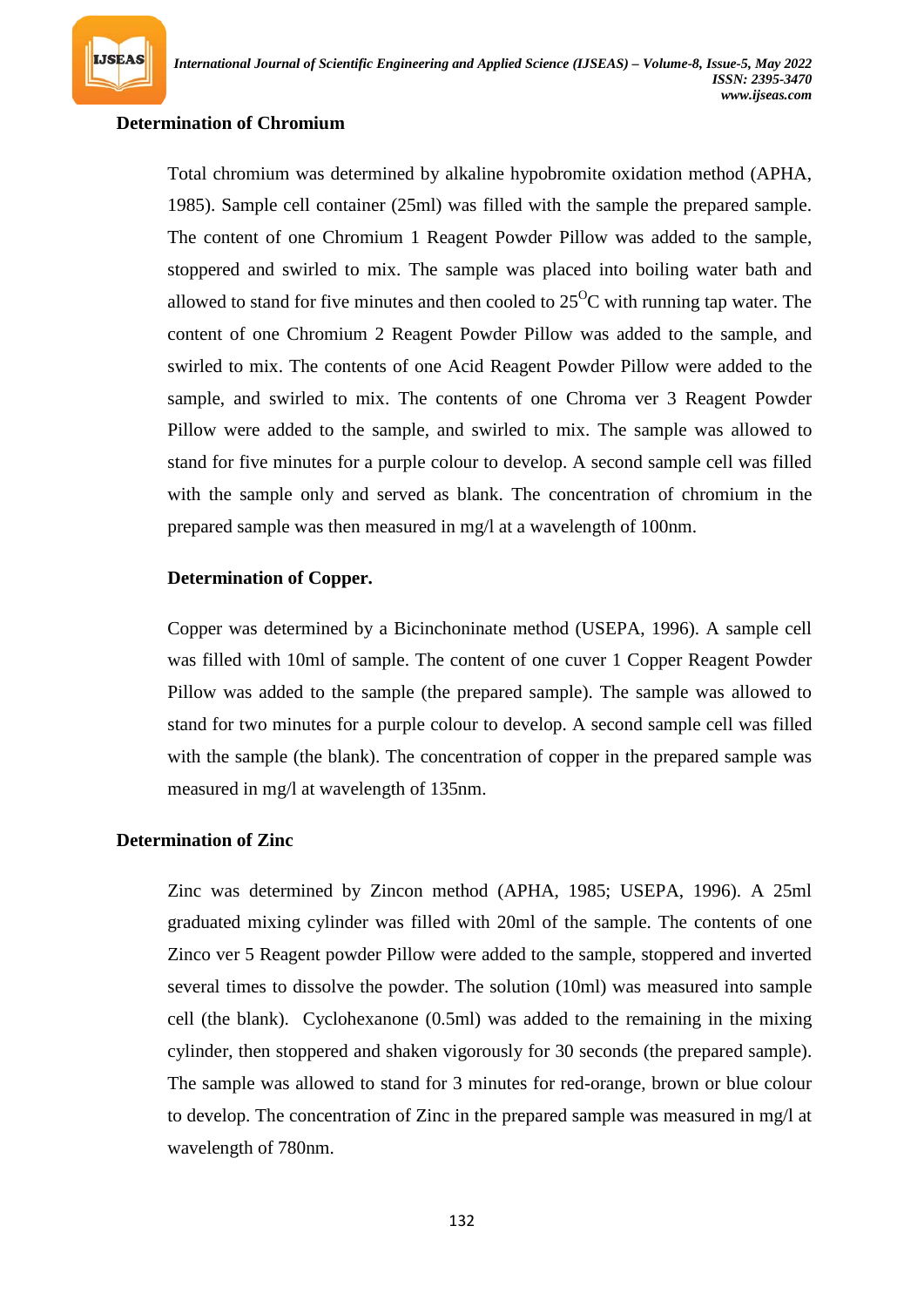**Determination of Chromium**

Total chromium was determined by alkaline hypobromite oxidation method (APHA, 1985). Sample cell container (25ml) was filled with the sample the prepared sample. The content of one Chromium 1 Reagent Powder Pillow was added to the sample, stoppered and swirled to mix. The sample was placed into boiling water bath and allowed to stand for five minutes and then cooled to $25^{O}C$ with running tap water. The content of one Chromium 2 Reagent Powder Pillow was added to the sample, and swirled to mix. The contents of one Acid Reagent Powder Pillow were added to the sample, and swirled to mix. The contents of one Chroma ver 3 Reagent Powder Pillow were added to the sample, and swirled to mix. The sample was allowed to stand for five minutes for a purple colour to develop. A second sample cell was filled with the sample only and served as blank. The concentration of chromium in the prepared sample was then measured in mg/l at a wavelength of 100nm.

**Determination of Copper.**

Copper was determined by a Bicinchoninate method (USEPA, 1996). A sample cell was filled with 10ml of sample. The content of one cuver 1 Copper Reagent Powder Pillow was added to the sample (the prepared sample). The sample was allowed to stand for two minutes for a purple colour to develop. A second sample cell was filled with the sample (the blank). The concentration of copper in the prepared sample was measured in mg/l at wavelength of 135nm.

**Determination of Zinc**

Zinc was determined by Zincon method (APHA, 1985; USEPA, 1996). A 25ml graduated mixing cylinder was filled with 20ml of the sample. The contents of one Zinco ver 5 Reagent powder Pillow were added to the sample, stoppered and inverted several times to dissolve the powder. The solution (10ml) was measured into sample cell (the blank). Cyclohexanone (0.5ml) was added to the remaining in the mixing cylinder, then stoppered and shaken vigorously for 30 seconds (the prepared sample). The sample was allowed to stand for 3 minutes for red-orange, brown or blue colour to develop. The concentration of Zinc in the prepared sample was measured in mg/l at wavelength of 780nm.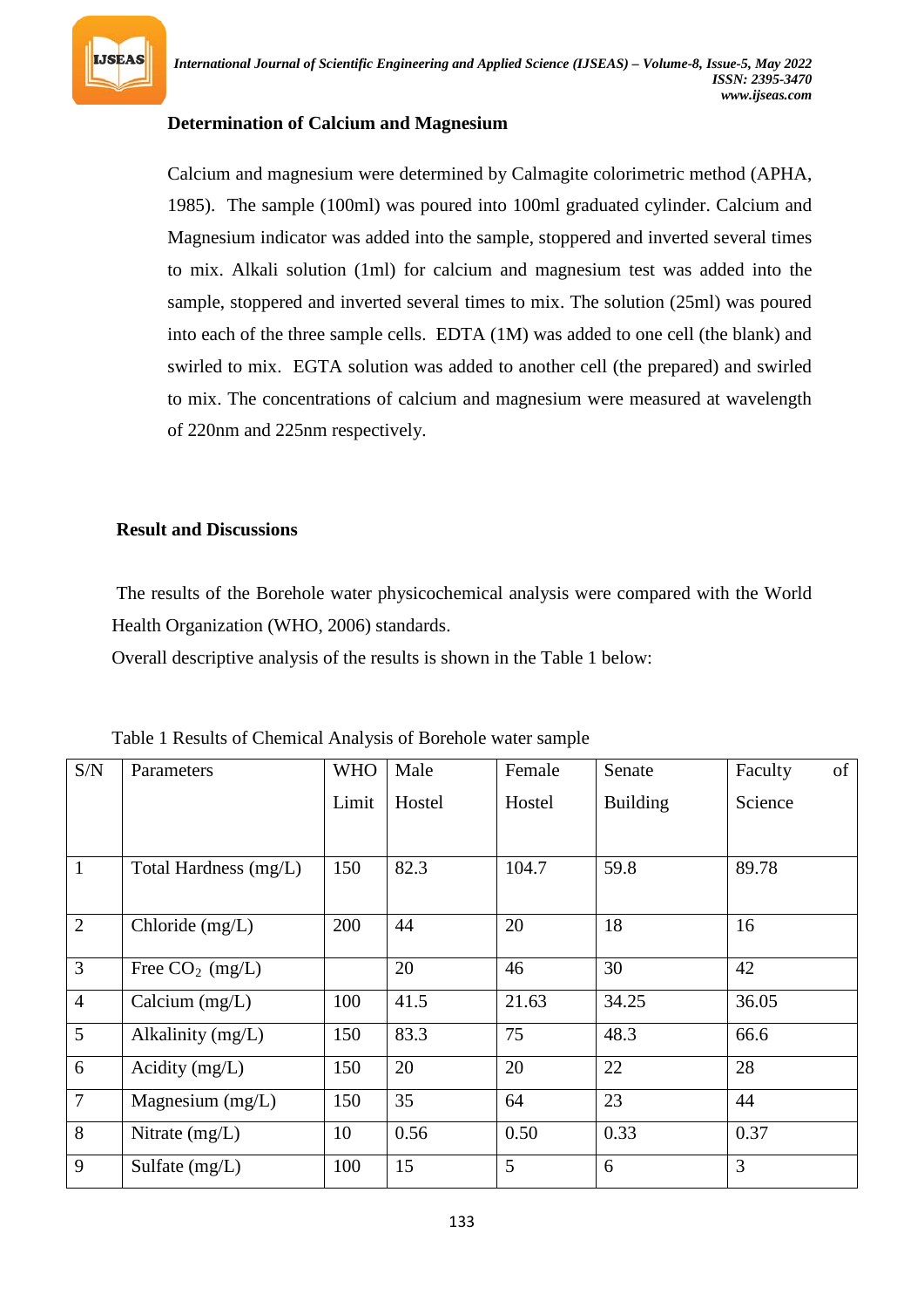### Determination of Calcium and Magnesium

Calcium and magnesium were determined by Calmagite colorimetric method (APHA, 1985). The sample (100ml) was poured into 100ml graduated cylinder. Calcium and Magnesium indicator was added into the sample, stoppered and inverted several times to mix. Alkali solution (1ml) for calcium and magnesium test was added into the sample, stoppered and inverted several times to mix. The solution (25ml) was poured into each of the three sample cells. EDTA (1M) was added to one cell (the blank) and swirled to mix. EGTA solution was added to another cell (the prepared) and swirled to mix. The concentrations of calcium and magnesium were measured at wavelength of 220nm and 225nm respectively.

### Result and Discussions

The results of the Borehole water physicochemical analysis were compared with the World Health Organization (WHO, 2006) standards.

Overall descriptive analysis of the results is shown in the Table 1 below:

Table 1 Results of Chemical Analysis of Borehole water sample

| S/N | Parameters | WHO Limit | Male Hostel | Female Hostel | Senate Building | Faculty of Science |
|---|---|---|---|---|---|---|
| 1 | Total Hardness (mg/L) | 150 | 82.3 | 104.7 | 59.8 | 89.78 |
| 2 | Chloride (mg/L) | 200 | 44 | 20 | 18 | 16 |
| 3 | Free $CO_2$ (mg/L) | | 20 | 46 | 30 | 42 |
| 4 | Calcium (mg/L) | 100 | 41.5 | 21.63 | 34.25 | 36.05 |
| 5 | Alkalinity (mg/L) | 150 | 83.3 | 75 | 48.3 | 66.6 |
| 6 | Acidity (mg/L) | 150 | 20 | 20 | 22 | 28 |
| 7 | Magnesium (mg/L) | 150 | 35 | 64 | 23 | 44 |
| 8 | Nitrate (mg/L) | 10 | 0.56 | 0.50 | 0.33 | 0.37 |
| 9 | Sulfate (mg/L) | 100 | 15 | 5 | 6 | 3 |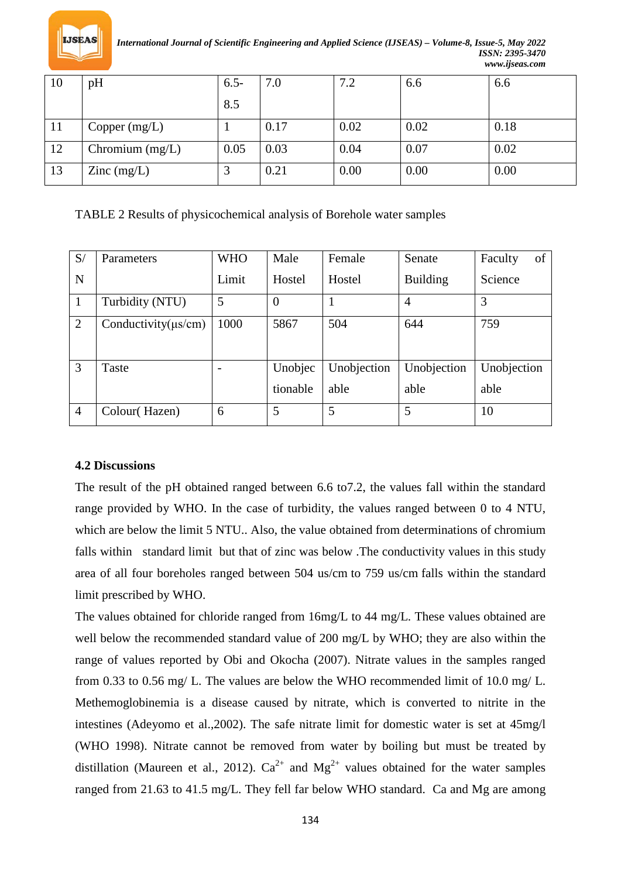| 10 | pH | 6.5-8.5 | 7.0 | 7.2 | 6.6 | 6.6 |
|---|---|---|---|---|---|---|
| 11 | Copper (mg/L) | 1 | 0.17 | 0.02 | 0.02 | 0.18 |
| 12 | Chromium (mg/L) | 0.05 | 0.03 | 0.04 | 0.07 | 0.02 |
| 13 | Zinc (mg/L) | 3 | 0.21 | 0.00 | 0.00 | 0.00 |

TABLE 2 Results of physicochemical analysis of Borehole water samples

| S/N | Parameters | WHO Limit | Male Hostel | Female Hostel | Senate Building | Faculty of Science |
|---|---|---|---|---|---|---|
| 1 | Turbidity (NTU) | 5 | 0 | 1 | 4 | 3 |
| 2 | Conductivity(µs/cm) | 1000 | 5867 | 504 | 644 | 759 |
| 3 | Taste | - | Unobjectionable | Unobjectionable | Unobjectionable | Unobjectionable |
| 4 | Colour( Hazen) | 6 | 5 | 5 | 5 | 10 |

### 4.2 Discussions

The result of the pH obtained ranged between 6.6 to7.2, the values fall within the standard range provided by WHO. In the case of turbidity, the values ranged between 0 to 4 NTU, which are below the limit 5 NTU.. Also, the value obtained from determinations of chromium falls within standard limit but that of zinc was below .The conductivity values in this study area of all four boreholes ranged between 504 us/cm to 759 us/cm falls within the standard limit prescribed by WHO.

The values obtained for chloride ranged from 16mg/L to 44 mg/L. These values obtained are well below the recommended standard value of 200 mg/L by WHO; they are also within the range of values reported by Obi and Okocha (2007). Nitrate values in the samples ranged from 0.33 to 0.56 mg/ L. The values are below the WHO recommended limit of 10.0 mg/ L. Methemoglobinemia is a disease caused by nitrate, which is converted to nitrite in the intestines (Adeyomo et al.,2002). The safe nitrate limit for domestic water is set at 45mg/l (WHO 1998). Nitrate cannot be removed from water by boiling but must be treated by distillation (Maureen et al., 2012). $Ca^{2+}$ and $Mg^{2+}$ values obtained for the water samples ranged from 21.63 to 41.5 mg/L. They fell far below WHO standard. Ca and Mg are among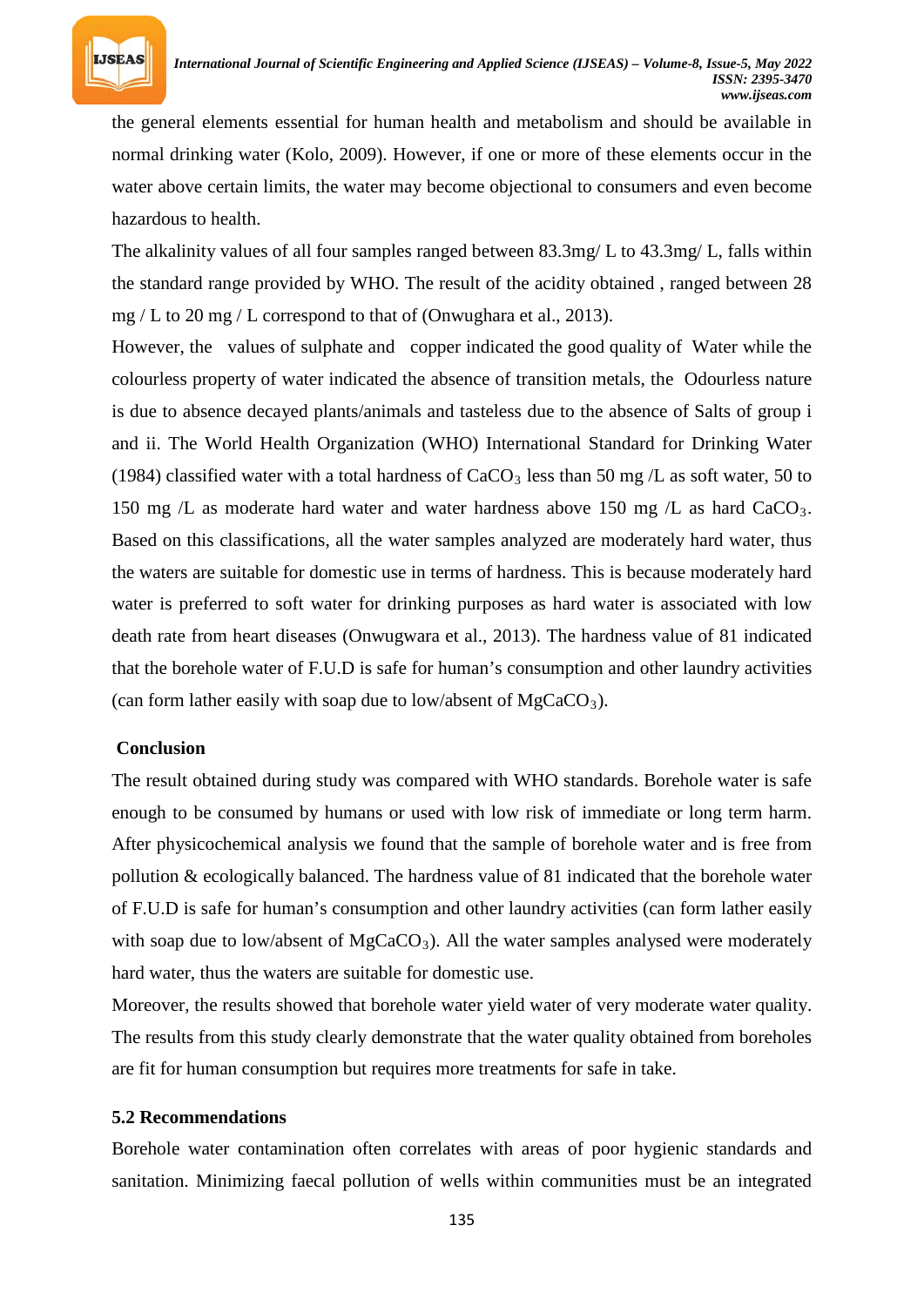the general elements essential for human health and metabolism and should be available in normal drinking water (Kolo, 2009). However, if one or more of these elements occur in the water above certain limits, the water may become objectional to consumers and even become hazardous to health.

The alkalinity values of all four samples ranged between 83.3mg/ L to 43.3mg/ L, falls within the standard range provided by WHO. The result of the acidity obtained , ranged between 28 mg / L to 20 mg / L correspond to that of (Onwughara et al., 2013).

However, the values of sulphate and copper indicated the good quality of Water while the colourless property of water indicated the absence of transition metals, the Odourless nature is due to absence decayed plants/animals and tasteless due to the absence of Salts of group i and ii. The World Health Organization (WHO) International Standard for Drinking Water (1984) classified water with a total hardness of $CaCO_3$ less than 50 mg /L as soft water, 50 to 150 mg /L as moderate hard water and water hardness above 150 mg /L as hard $CaCO_3$. Based on this classifications, all the water samples analyzed are moderately hard water, thus the waters are suitable for domestic use in terms of hardness. This is because moderately hard water is preferred to soft water for drinking purposes as hard water is associated with low death rate from heart diseases (Onwugwara et al., 2013). The hardness value of 81 indicated that the borehole water of F.U.D is safe for human's consumption and other laundry activities (can form lather easily with soap due to low/absent of $MgCaCO_3$).

## Conclusion

The result obtained during study was compared with WHO standards. Borehole water is safe enough to be consumed by humans or used with low risk of immediate or long term harm. After physicochemical analysis we found that the sample of borehole water and is free from pollution & ecologically balanced. The hardness value of 81 indicated that the borehole water of F.U.D is safe for human's consumption and other laundry activities (can form lather easily with soap due to low/absent of $MgCaCO_3$). All the water samples analysed were moderately hard water, thus the waters are suitable for domestic use.

Moreover, the results showed that borehole water yield water of very moderate water quality. The results from this study clearly demonstrate that the water quality obtained from boreholes are fit for human consumption but requires more treatments for safe in take.

### 5.2 Recommendations

Borehole water contamination often correlates with areas of poor hygienic standards and sanitation. Minimizing faecal pollution of wells within communities must be an integrated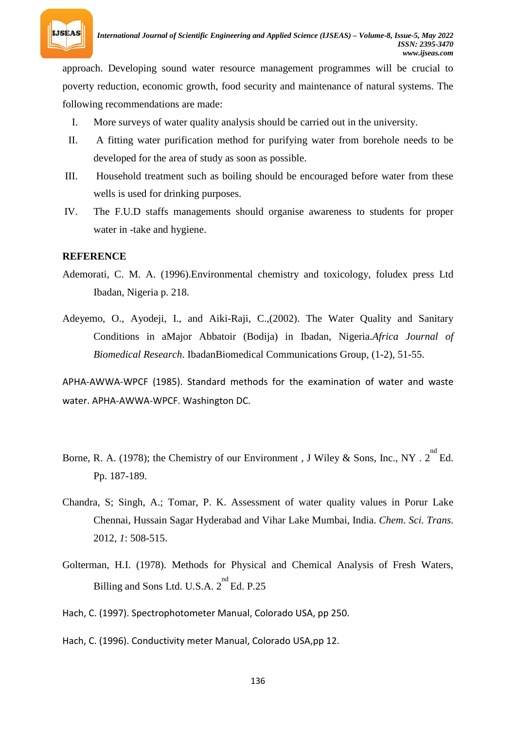approach. Developing sound water resource management programmes will be crucial to poverty reduction, economic growth, food security and maintenance of natural systems. The following recommendations are made:

I. More surveys of water quality analysis should be carried out in the university.

II. A fitting water purification method for purifying water from borehole needs to be developed for the area of study as soon as possible.

III. Household treatment such as boiling should be encouraged before water from these wells is used for drinking purposes.

IV. The F.U.D staffs managements should organise awareness to students for proper water in -take and hygiene.

**REFERENCE**

Ademorati, C. M. A. (1996).Environmental chemistry and toxicology, foludex press Ltd Ibadan, Nigeria p. 218.

Adeyemo, O., Ayodeji, I., and Aiki-Raji, C.,(2002). The Water Quality and Sanitary Conditions in aMajor Abbatoir (Bodija) in Ibadan, Nigeria.*Africa Journal of Biomedical Research*. IbadanBiomedical Communications Group, (1-2), 51-55.

APHA-AWWA-WPCF (1985). Standard methods for the examination of water and waste water. APHA-AWWA-WPCF. Washington DC.

Borne, R. A. (1978); the Chemistry of our Environment , J Wiley & Sons, Inc., NY . 2nd Ed. Pp. 187-189.

Chandra, S; Singh, A.; Tomar, P. K. Assessment of water quality values in Porur Lake Chennai, Hussain Sagar Hyderabad and Vihar Lake Mumbai, India. *Chem. Sci. Trans.* 2012, *1*: 508-515.

Golterman, H.I. (1978). Methods for Physical and Chemical Analysis of Fresh Waters, Billing and Sons Ltd. U.S.A. 2nd Ed. P.25

Hach, C. (1997). Spectrophotometer Manual, Colorado USA, pp 250.

Hach, C. (1996). Conductivity meter Manual, Colorado USA,pp 12.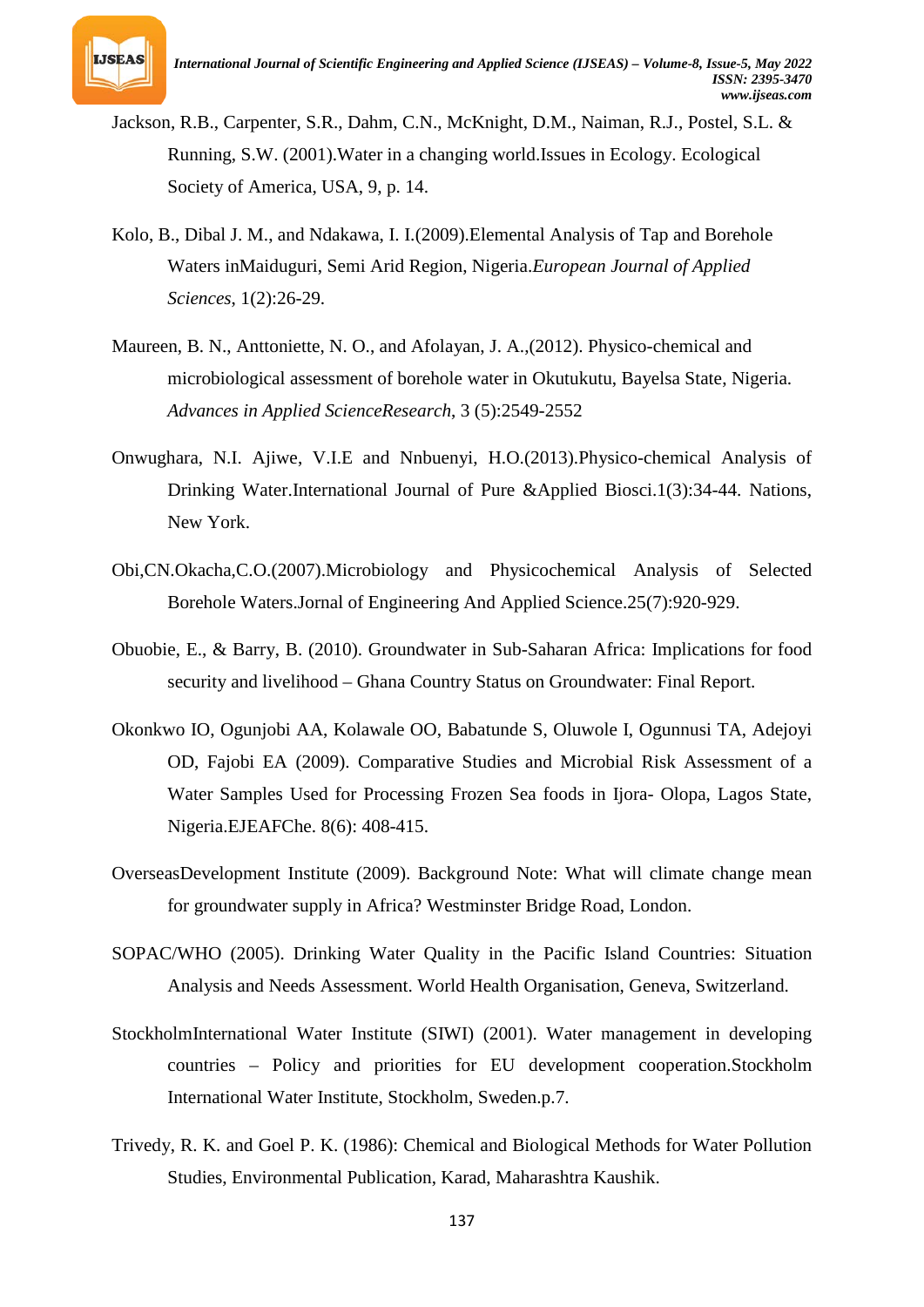Jackson, R.B., Carpenter, S.R., Dahm, C.N., McKnight, D.M., Naiman, R.J., Postel, S.L. & Running, S.W. (2001).Water in a changing world.Issues in Ecology. Ecological Society of America, USA, 9, p. 14.

Kolo, B., Dibal J. M., and Ndakawa, I. I.(2009).Elemental Analysis of Tap and Borehole Waters inMaiduguri, Semi Arid Region, Nigeria.*European Journal of Applied Sciences*, 1(2):26-29.

Maureen, B. N., Anttoniette, N. O., and Afolayan, J. A.,(2012). Physico-chemical and microbiological assessment of borehole water in Okutukutu, Bayelsa State, Nigeria. *Advances in Applied ScienceResearch*, 3 (5):2549-2552

Onwughara, N.I. Ajiwe, V.I.E and Nnbuenyi, H.O.(2013).Physico-chemical Analysis of Drinking Water.International Journal of Pure &Applied Biosci.1(3):34-44. Nations, New York.

Obi,CN.Okacha,C.O.(2007).Microbiology and Physicochemical Analysis of Selected Borehole Waters.Jornal of Engineering And Applied Science.25(7):920-929.

Obuobie, E., & Barry, B. (2010). Groundwater in Sub-Saharan Africa: Implications for food security and livelihood – Ghana Country Status on Groundwater: Final Report.

Okonkwo IO, Ogunjobi AA, Kolawale OO, Babatunde S, Oluwole I, Ogunnusi TA, Adejoyi OD, Fajobi EA (2009). Comparative Studies and Microbial Risk Assessment of a Water Samples Used for Processing Frozen Sea foods in Ijora- Olopa, Lagos State, Nigeria.EJEAFChe. 8(6): 408-415.

OverseasDevelopment Institute (2009). Background Note: What will climate change mean for groundwater supply in Africa? Westminster Bridge Road, London.

SOPAC/WHO (2005). Drinking Water Quality in the Pacific Island Countries: Situation Analysis and Needs Assessment. World Health Organisation, Geneva, Switzerland.

StockholmInternational Water Institute (SIWI) (2001). Water management in developing countries – Policy and priorities for EU development cooperation.Stockholm International Water Institute, Stockholm, Sweden.p.7.

Trivedy, R. K. and Goel P. K. (1986): Chemical and Biological Methods for Water Pollution Studies, Environmental Publication, Karad, Maharashtra Kaushik.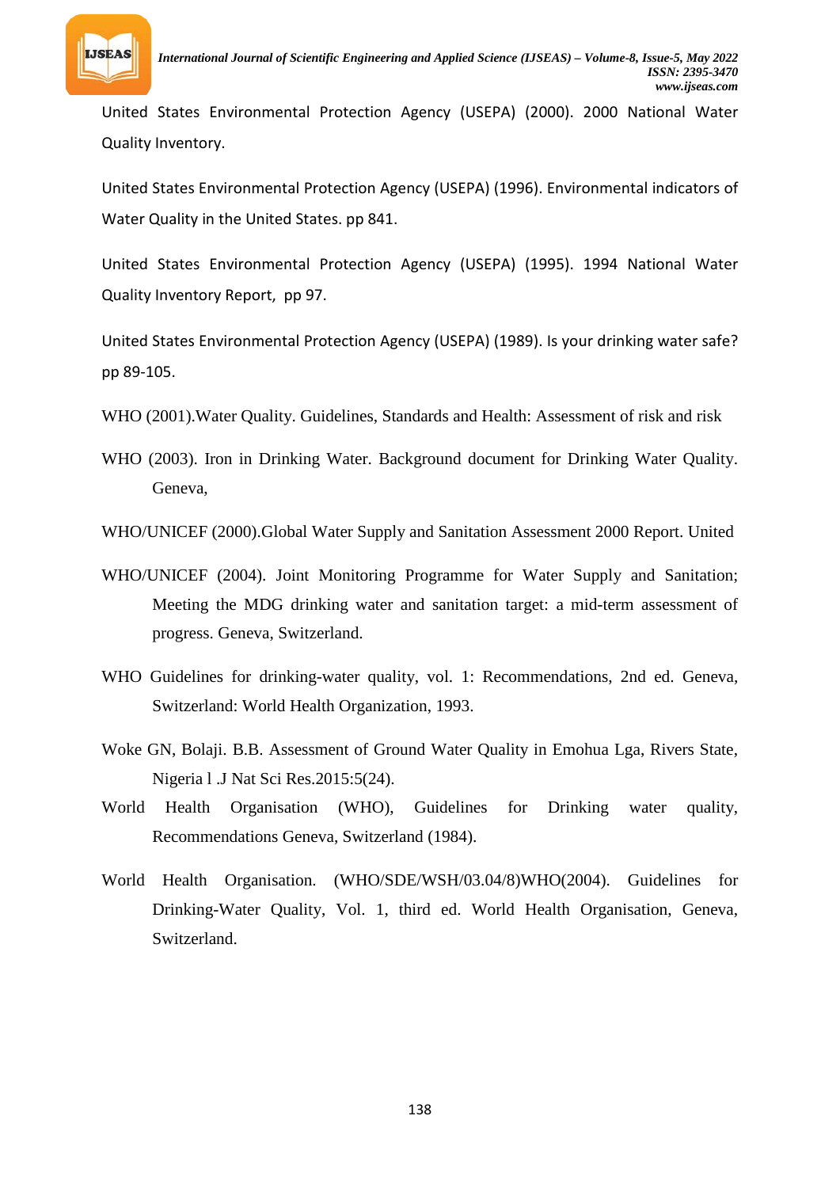United States Environmental Protection Agency (USEPA) (2000). 2000 National Water Quality Inventory.

United States Environmental Protection Agency (USEPA) (1996). Environmental indicators of Water Quality in the United States. pp 841.

United States Environmental Protection Agency (USEPA) (1995). 1994 National Water Quality Inventory Report, pp 97.

United States Environmental Protection Agency (USEPA) (1989). Is your drinking water safe? pp 89-105.

WHO (2001).Water Quality. Guidelines, Standards and Health: Assessment of risk and risk

WHO (2003). Iron in Drinking Water. Background document for Drinking Water Quality. Geneva,

WHO/UNICEF (2000).Global Water Supply and Sanitation Assessment 2000 Report. United

WHO/UNICEF (2004). Joint Monitoring Programme for Water Supply and Sanitation; Meeting the MDG drinking water and sanitation target: a mid-term assessment of progress. Geneva, Switzerland.

WHO Guidelines for drinking-water quality, vol. 1: Recommendations, 2nd ed. Geneva, Switzerland: World Health Organization, 1993.

Woke GN, Bolaji. B.B. Assessment of Ground Water Quality in Emohua Lga, Rivers State, Nigeria l .J Nat Sci Res.2015:5(24).

World Health Organisation (WHO), Guidelines for Drinking water quality, Recommendations Geneva, Switzerland (1984).

World Health Organisation. (WHO/SDE/WSH/03.04/8)WHO(2004). Guidelines for Drinking-Water Quality, Vol. 1, third ed. World Health Organisation, Geneva, Switzerland.